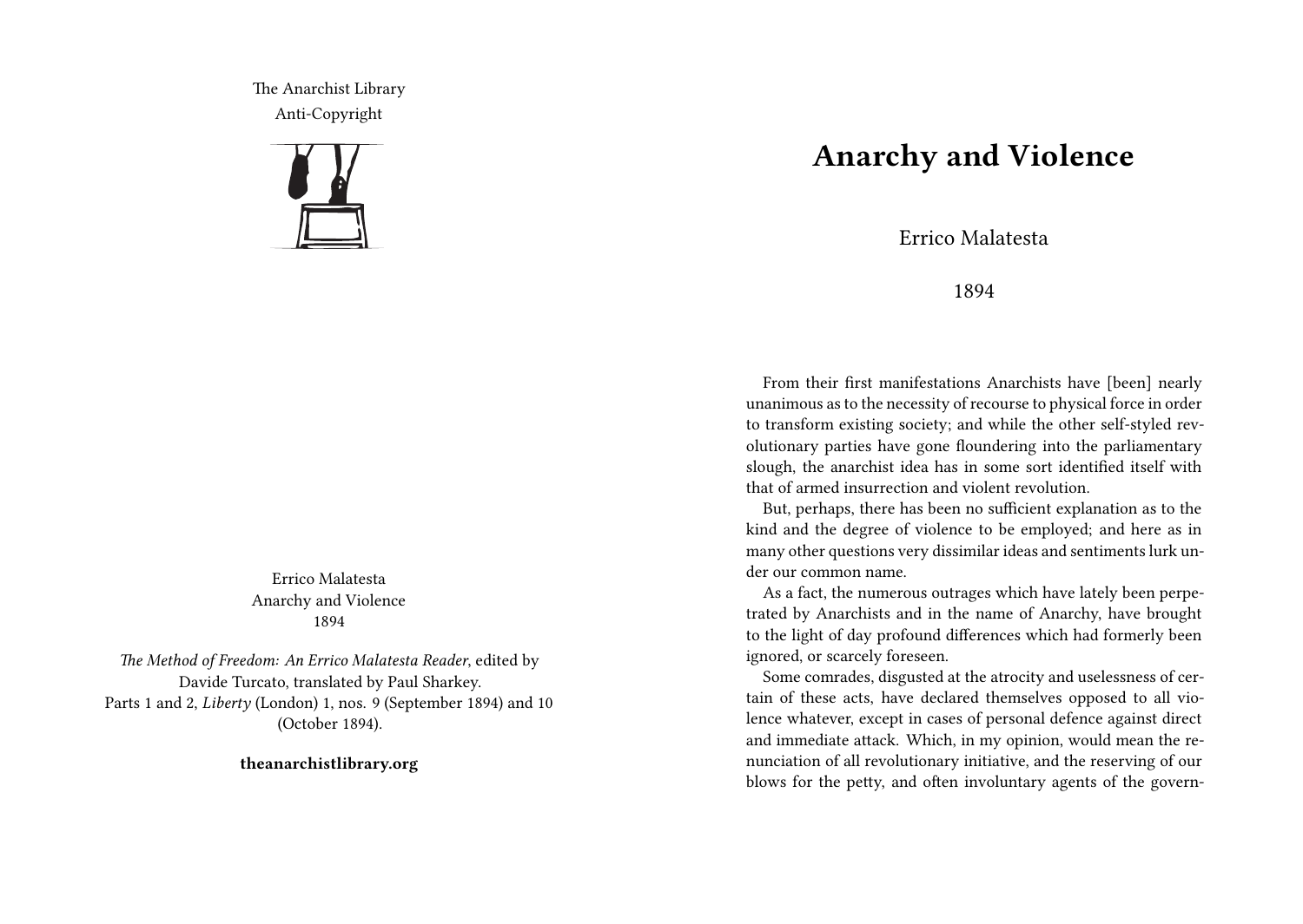The Anarchist Library
Anti-Copyright

Errico Malatesta
Anarchy and Violence
1894

*The Method of Freedom: An Errico Malatesta Reader*, edited by Davide Turcato, translated by Paul Sharkey.
Parts 1 and 2, *Liberty* (London) 1, nos. 9 (September 1894) and 10 (October 1894).

**theanarchistlibrary.org**

# Anarchy and Violence

Errico Malatesta

1894

From their first manifestations Anarchists have [been] nearly unanimous as to the necessity of recourse to physical force in order to transform existing society; and while the other self-styled revolutionary parties have gone floundering into the parliamentary slough, the anarchist idea has in some sort identified itself with that of armed insurrection and violent revolution.

But, perhaps, there has been no sufficient explanation as to the kind and the degree of violence to be employed; and here as in many other questions very dissimilar ideas and sentiments lurk under our common name.

As a fact, the numerous outrages which have lately been perpetrated by Anarchists and in the name of Anarchy, have brought to the light of day profound differences which had formerly been ignored, or scarcely foreseen.

Some comrades, disgusted at the atrocity and uselessness of certain of these acts, have declared themselves opposed to all violence whatever, except in cases of personal defence against direct and immediate attack. Which, in my opinion, would mean the renunciation of all revolutionary initiative, and the reserving of our blows for the petty, and often involuntary agents of the govern-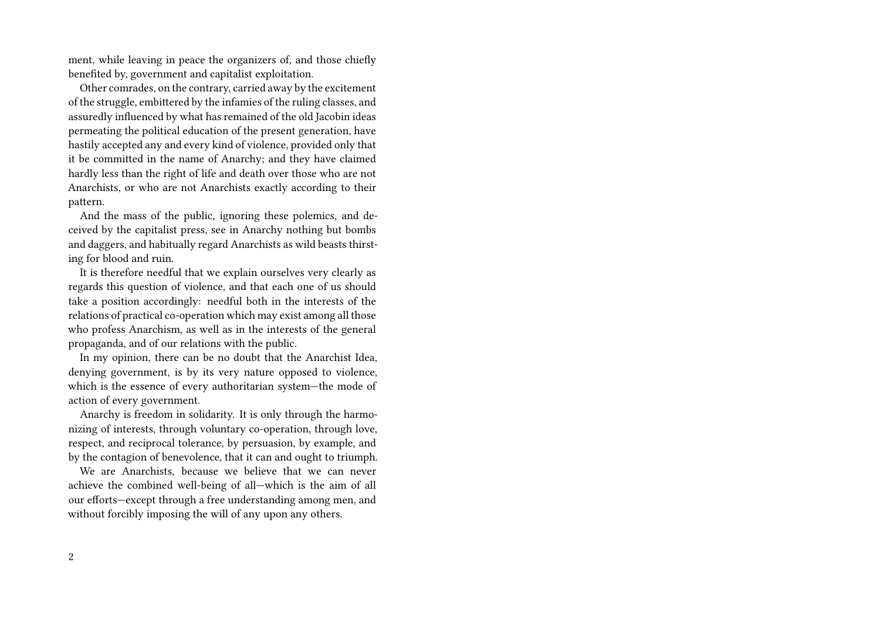ment, while leaving in peace the organizers of, and those chiefly benefited by, government and capitalist exploitation.

Other comrades, on the contrary, carried away by the excitement of the struggle, embittered by the infamies of the ruling classes, and assuredly influenced by what has remained of the old Jacobin ideas permeating the political education of the present generation, have hastily accepted any and every kind of violence, provided only that it be committed in the name of Anarchy; and they have claimed hardly less than the right of life and death over those who are not Anarchists, or who are not Anarchists exactly according to their pattern.

And the mass of the public, ignoring these polemics, and deceived by the capitalist press, see in Anarchy nothing but bombs and daggers, and habitually regard Anarchists as wild beasts thirsting for blood and ruin.

It is therefore needful that we explain ourselves very clearly as regards this question of violence, and that each one of us should take a position accordingly: needful both in the interests of the relations of practical co-operation which may exist among all those who profess Anarchism, as well as in the interests of the general propaganda, and of our relations with the public.

In my opinion, there can be no doubt that the Anarchist Idea, denying government, is by its very nature opposed to violence, which is the essence of every authoritarian system—the mode of action of every government.

Anarchy is freedom in solidarity. It is only through the harmonizing of interests, through voluntary co-operation, through love, respect, and reciprocal tolerance, by persuasion, by example, and by the contagion of benevolence, that it can and ought to triumph.

We are Anarchists, because we believe that we can never achieve the combined well-being of all—which is the aim of all our efforts—except through a free understanding among men, and without forcibly imposing the will of any upon any others.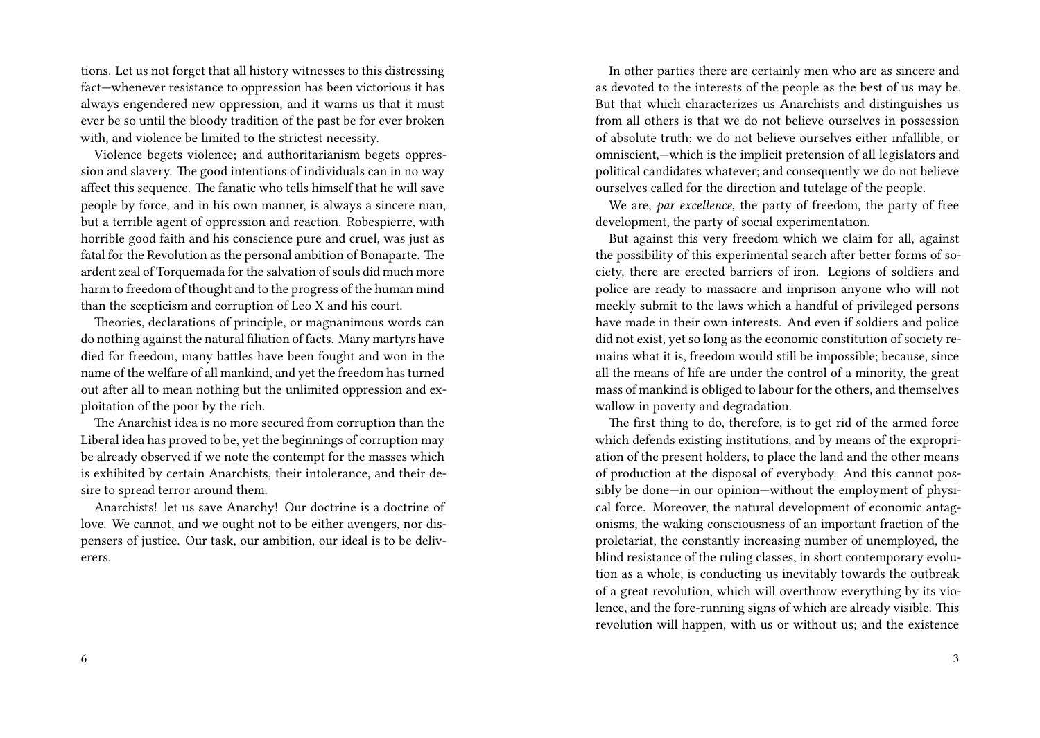tions. Let us not forget that all history witnesses to this distressing fact—whenever resistance to oppression has been victorious it has always engendered new oppression, and it warns us that it must ever be so until the bloody tradition of the past be for ever broken with, and violence be limited to the strictest necessity.

Violence begets violence; and authoritarianism begets oppression and slavery. The good intentions of individuals can in no way affect this sequence. The fanatic who tells himself that he will save people by force, and in his own manner, is always a sincere man, but a terrible agent of oppression and reaction. Robespierre, with horrible good faith and his conscience pure and cruel, was just as fatal for the Revolution as the personal ambition of Bonaparte. The ardent zeal of Torquemada for the salvation of souls did much more harm to freedom of thought and to the progress of the human mind than the scepticism and corruption of Leo X and his court.

Theories, declarations of principle, or magnanimous words can do nothing against the natural filiation of facts. Many martyrs have died for freedom, many battles have been fought and won in the name of the welfare of all mankind, and yet the freedom has turned out after all to mean nothing but the unlimited oppression and exploitation of the poor by the rich.

The Anarchist idea is no more secured from corruption than the Liberal idea has proved to be, yet the beginnings of corruption may be already observed if we note the contempt for the masses which is exhibited by certain Anarchists, their intolerance, and their desire to spread terror around them.

Anarchists! let us save Anarchy! Our doctrine is a doctrine of love. We cannot, and we ought not to be either avengers, nor dispensers of justice. Our task, our ambition, our ideal is to be deliverers.

In other parties there are certainly men who are as sincere and as devoted to the interests of the people as the best of us may be. But that which characterizes us Anarchists and distinguishes us from all others is that we do not believe ourselves in possession of absolute truth; we do not believe ourselves either infallible, or omniscient,—which is the implicit pretension of all legislators and political candidates whatever; and consequently we do not believe ourselves called for the direction and tutelage of the people.

We are, *par excellence*, the party of freedom, the party of free development, the party of social experimentation.

But against this very freedom which we claim for all, against the possibility of this experimental search after better forms of society, there are erected barriers of iron. Legions of soldiers and police are ready to massacre and imprison anyone who will not meekly submit to the laws which a handful of privileged persons have made in their own interests. And even if soldiers and police did not exist, yet so long as the economic constitution of society remains what it is, freedom would still be impossible; because, since all the means of life are under the control of a minority, the great mass of mankind is obliged to labour for the others, and themselves wallow in poverty and degradation.

The first thing to do, therefore, is to get rid of the armed force which defends existing institutions, and by means of the expropriation of the present holders, to place the land and the other means of production at the disposal of everybody. And this cannot possibly be done—in our opinion—without the employment of physical force. Moreover, the natural development of economic antagonisms, the waking consciousness of an important fraction of the proletariat, the constantly increasing number of unemployed, the blind resistance of the ruling classes, in short contemporary evolution as a whole, is conducting us inevitably towards the outbreak of a great revolution, which will overthrow everything by its violence, and the fore-running signs of which are already visible. This revolution will happen, with us or without us; and the existence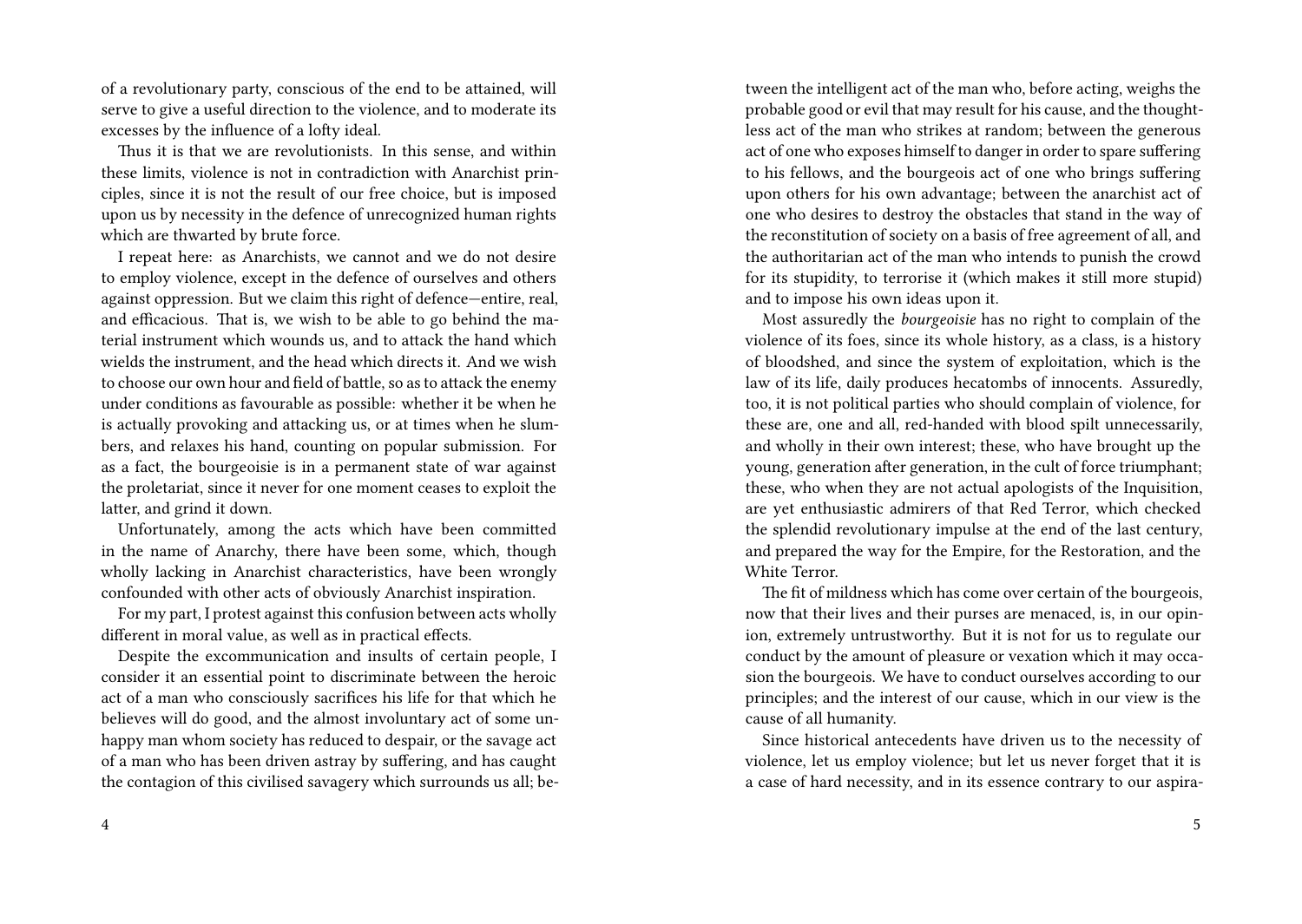of a revolutionary party, conscious of the end to be attained, will serve to give a useful direction to the violence, and to moderate its excesses by the influence of a lofty ideal.

Thus it is that we are revolutionists. In this sense, and within these limits, violence is not in contradiction with Anarchist principles, since it is not the result of our free choice, but is imposed upon us by necessity in the defence of unrecognized human rights which are thwarted by brute force.

I repeat here: as Anarchists, we cannot and we do not desire to employ violence, except in the defence of ourselves and others against oppression. But we claim this right of defence—entire, real, and efficacious. That is, we wish to be able to go behind the material instrument which wounds us, and to attack the hand which wields the instrument, and the head which directs it. And we wish to choose our own hour and field of battle, so as to attack the enemy under conditions as favourable as possible: whether it be when he is actually provoking and attacking us, or at times when he slumbers, and relaxes his hand, counting on popular submission. For as a fact, the bourgeoisie is in a permanent state of war against the proletariat, since it never for one moment ceases to exploit the latter, and grind it down.

Unfortunately, among the acts which have been committed in the name of Anarchy, there have been some, which, though wholly lacking in Anarchist characteristics, have been wrongly confounded with other acts of obviously Anarchist inspiration.

For my part, I protest against this confusion between acts wholly different in moral value, as well as in practical effects.

Despite the excommunication and insults of certain people, I consider it an essential point to discriminate between the heroic act of a man who consciously sacrifices his life for that which he believes will do good, and the almost involuntary act of some unhappy man whom society has reduced to despair, or the savage act of a man who has been driven astray by suffering, and has caught the contagion of this civilised savagery which surrounds us all; between the intelligent act of the man who, before acting, weighs the probable good or evil that may result for his cause, and the thoughtless act of the man who strikes at random; between the generous act of one who exposes himself to danger in order to spare suffering to his fellows, and the bourgeois act of one who brings suffering upon others for his own advantage; between the anarchist act of one who desires to destroy the obstacles that stand in the way of the reconstitution of society on a basis of free agreement of all, and the authoritarian act of the man who intends to punish the crowd for its stupidity, to terrorise it (which makes it still more stupid) and to impose his own ideas upon it.

Most assuredly the *bourgeoisie* has no right to complain of the violence of its foes, since its whole history, as a class, is a history of bloodshed, and since the system of exploitation, which is the law of its life, daily produces hecatombs of innocents. Assuredly, too, it is not political parties who should complain of violence, for these are, one and all, red-handed with blood spilt unnecessarily, and wholly in their own interest; these, who have brought up the young, generation after generation, in the cult of force triumphant; these, who when they are not actual apologists of the Inquisition, are yet enthusiastic admirers of that Red Terror, which checked the splendid revolutionary impulse at the end of the last century, and prepared the way for the Empire, for the Restoration, and the White Terror.

The fit of mildness which has come over certain of the bourgeois, now that their lives and their purses are menaced, is, in our opinion, extremely untrustworthy. But it is not for us to regulate our conduct by the amount of pleasure or vexation which it may occasion the bourgeois. We have to conduct ourselves according to our principles; and the interest of our cause, which in our view is the cause of all humanity.

Since historical antecedents have driven us to the necessity of violence, let us employ violence; but let us never forget that it is a case of hard necessity, and in its essence contrary to our aspira-